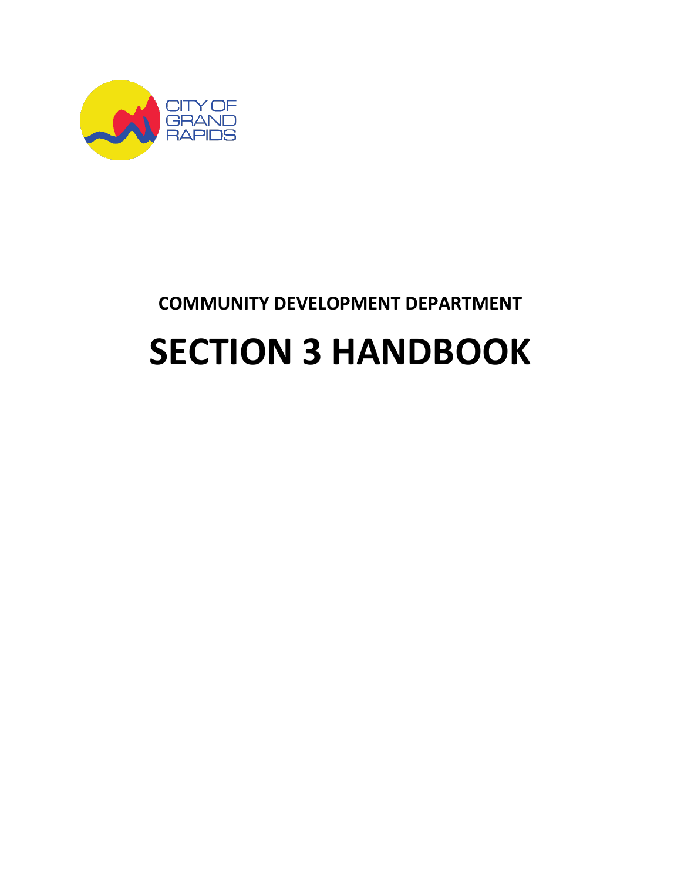CITY OF GRAND RAPIDS

**COMMUNITY DEVELOPMENT DEPARTMENT**

# SECTION 3 HANDBOOK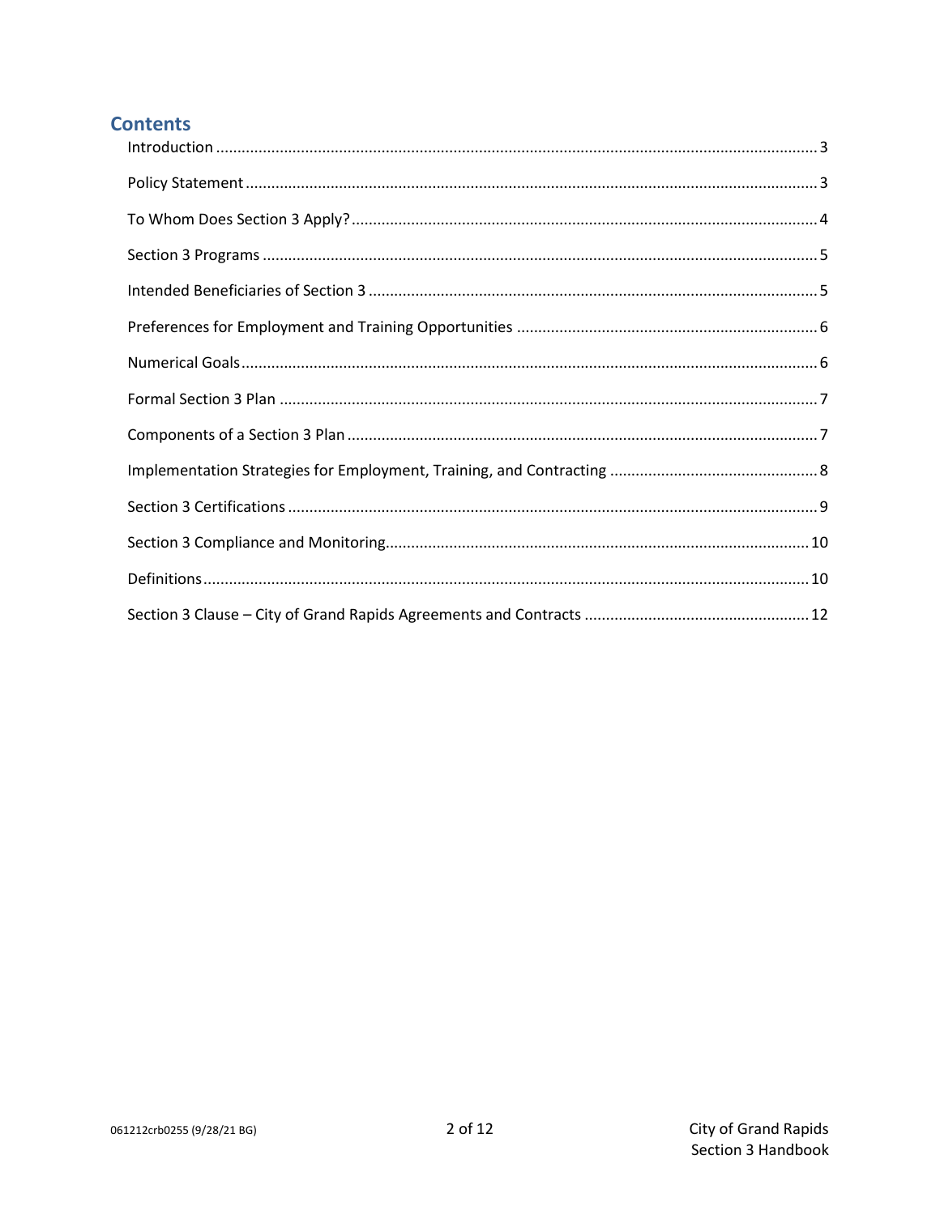## Contents

Introduction ........................................................................ 3

Policy Statement ........................................................................ 3

To Whom Does Section 3 Apply? ........................................................................ 4

Section 3 Programs ........................................................................ 5

Intended Beneficiaries of Section 3 ........................................................................ 5

Preferences for Employment and Training Opportunities ........................................................................ 6

Numerical Goals ........................................................................ 6

Formal Section 3 Plan ........................................................................ 7

Components of a Section 3 Plan ........................................................................ 7

Implementation Strategies for Employment, Training, and Contracting ........................................................................ 8

Section 3 Certifications ........................................................................ 9

Section 3 Compliance and Monitoring ........................................................................ 10

Definitions ........................................................................ 10

Section 3 Clause – City of Grand Rapids Agreements and Contracts ........................................................................ 12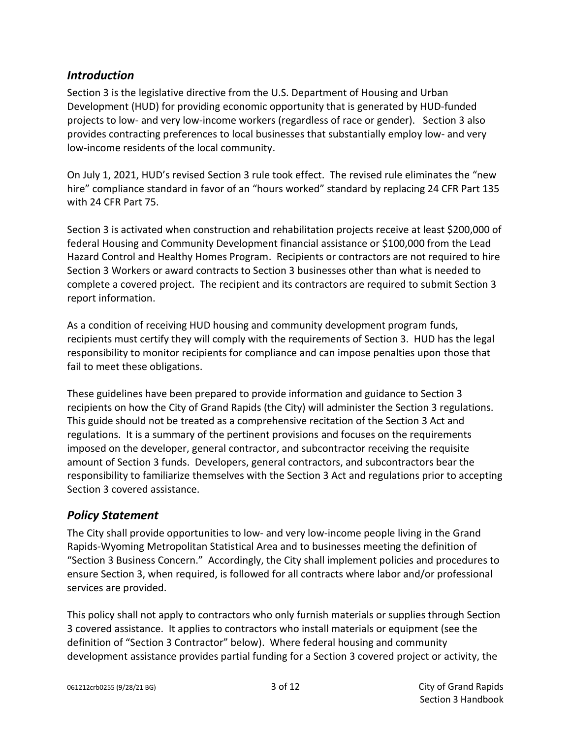## *Introduction*

Section 3 is the legislative directive from the U.S. Department of Housing and Urban Development (HUD) for providing economic opportunity that is generated by HUD-funded projects to low- and very low-income workers (regardless of race or gender). Section 3 also provides contracting preferences to local businesses that substantially employ low- and very low-income residents of the local community.

On July 1, 2021, HUD's revised Section 3 rule took effect. The revised rule eliminates the "new hire" compliance standard in favor of an "hours worked" standard by replacing 24 CFR Part 135 with 24 CFR Part 75.

Section 3 is activated when construction and rehabilitation projects receive at least $200,000 of federal Housing and Community Development financial assistance or $100,000 from the Lead Hazard Control and Healthy Homes Program. Recipients or contractors are not required to hire Section 3 Workers or award contracts to Section 3 businesses other than what is needed to complete a covered project. The recipient and its contractors are required to submit Section 3 report information.

As a condition of receiving HUD housing and community development program funds, recipients must certify they will comply with the requirements of Section 3. HUD has the legal responsibility to monitor recipients for compliance and can impose penalties upon those that fail to meet these obligations.

These guidelines have been prepared to provide information and guidance to Section 3 recipients on how the City of Grand Rapids (the City) will administer the Section 3 regulations. This guide should not be treated as a comprehensive recitation of the Section 3 Act and regulations. It is a summary of the pertinent provisions and focuses on the requirements imposed on the developer, general contractor, and subcontractor receiving the requisite amount of Section 3 funds. Developers, general contractors, and subcontractors bear the responsibility to familiarize themselves with the Section 3 Act and regulations prior to accepting Section 3 covered assistance.

## *Policy Statement*

The City shall provide opportunities to low- and very low-income people living in the Grand Rapids-Wyoming Metropolitan Statistical Area and to businesses meeting the definition of "Section 3 Business Concern." Accordingly, the City shall implement policies and procedures to ensure Section 3, when required, is followed for all contracts where labor and/or professional services are provided.

This policy shall not apply to contractors who only furnish materials or supplies through Section 3 covered assistance. It applies to contractors who install materials or equipment (see the definition of "Section 3 Contractor" below). Where federal housing and community development assistance provides partial funding for a Section 3 covered project or activity, the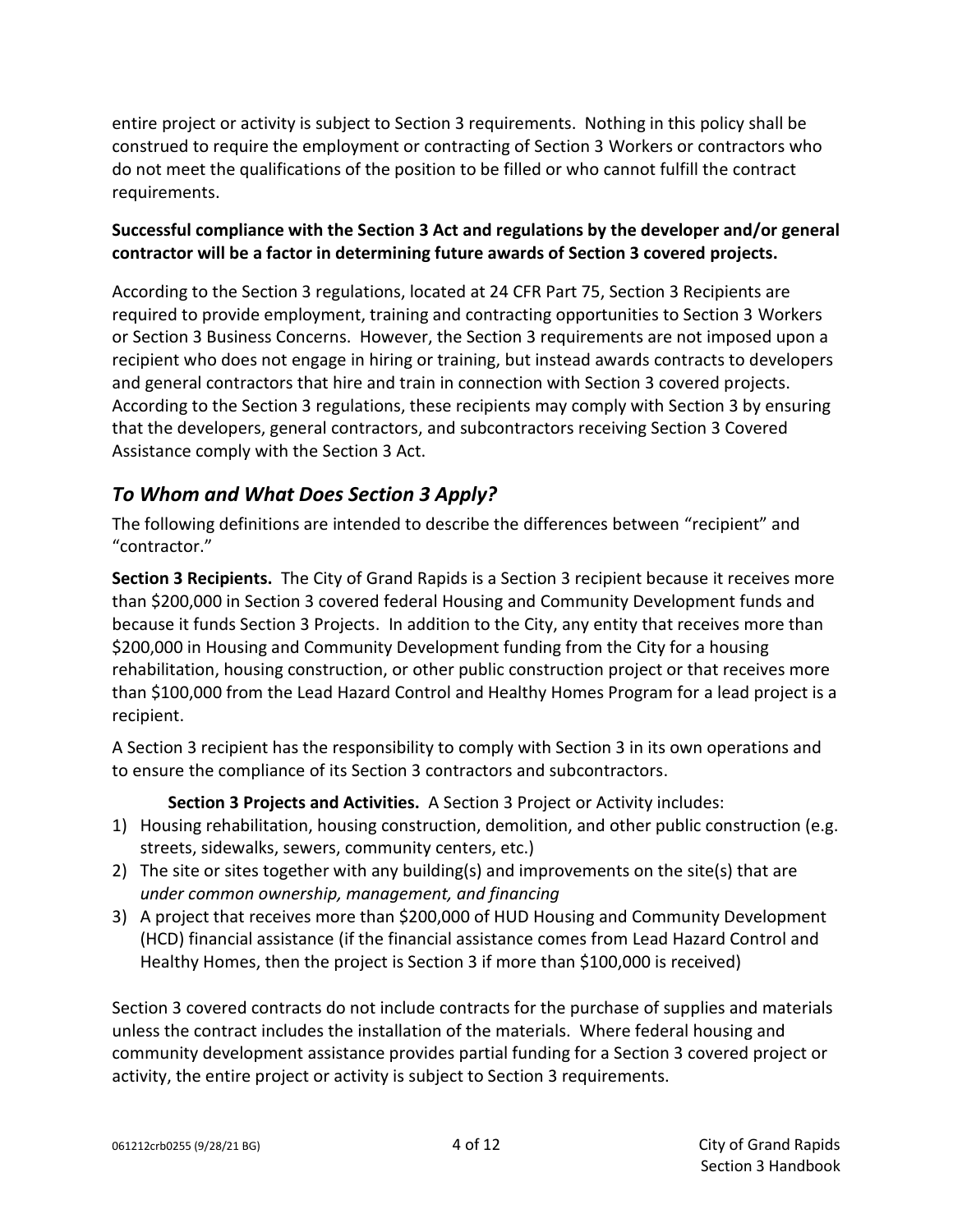entire project or activity is subject to Section 3 requirements. Nothing in this policy shall be construed to require the employment or contracting of Section 3 Workers or contractors who do not meet the qualifications of the position to be filled or who cannot fulfill the contract requirements.

**Successful compliance with the Section 3 Act and regulations by the developer and/or general contractor will be a factor in determining future awards of Section 3 covered projects.**

According to the Section 3 regulations, located at 24 CFR Part 75, Section 3 Recipients are required to provide employment, training and contracting opportunities to Section 3 Workers or Section 3 Business Concerns. However, the Section 3 requirements are not imposed upon a recipient who does not engage in hiring or training, but instead awards contracts to developers and general contractors that hire and train in connection with Section 3 covered projects. According to the Section 3 regulations, these recipients may comply with Section 3 by ensuring that the developers, general contractors, and subcontractors receiving Section 3 Covered Assistance comply with the Section 3 Act.

## *To Whom and What Does Section 3 Apply?*

The following definitions are intended to describe the differences between "recipient" and "contractor."

**Section 3 Recipients.** The City of Grand Rapids is a Section 3 recipient because it receives more than $200,000 in Section 3 covered federal Housing and Community Development funds and because it funds Section 3 Projects. In addition to the City, any entity that receives more than $200,000 in Housing and Community Development funding from the City for a housing rehabilitation, housing construction, or other public construction project or that receives more than $100,000 from the Lead Hazard Control and Healthy Homes Program for a lead project is a recipient.

A Section 3 recipient has the responsibility to comply with Section 3 in its own operations and to ensure the compliance of its Section 3 contractors and subcontractors.

**Section 3 Projects and Activities.** A Section 3 Project or Activity includes:

1) Housing rehabilitation, housing construction, demolition, and other public construction (e.g. streets, sidewalks, sewers, community centers, etc.)
2) The site or sites together with any building(s) and improvements on the site(s) that are *under common ownership, management, and financing*
3) A project that receives more than $200,000 of HUD Housing and Community Development (HCD) financial assistance (if the financial assistance comes from Lead Hazard Control and Healthy Homes, then the project is Section 3 if more than $100,000 is received)

Section 3 covered contracts do not include contracts for the purchase of supplies and materials unless the contract includes the installation of the materials. Where federal housing and community development assistance provides partial funding for a Section 3 covered project or activity, the entire project or activity is subject to Section 3 requirements.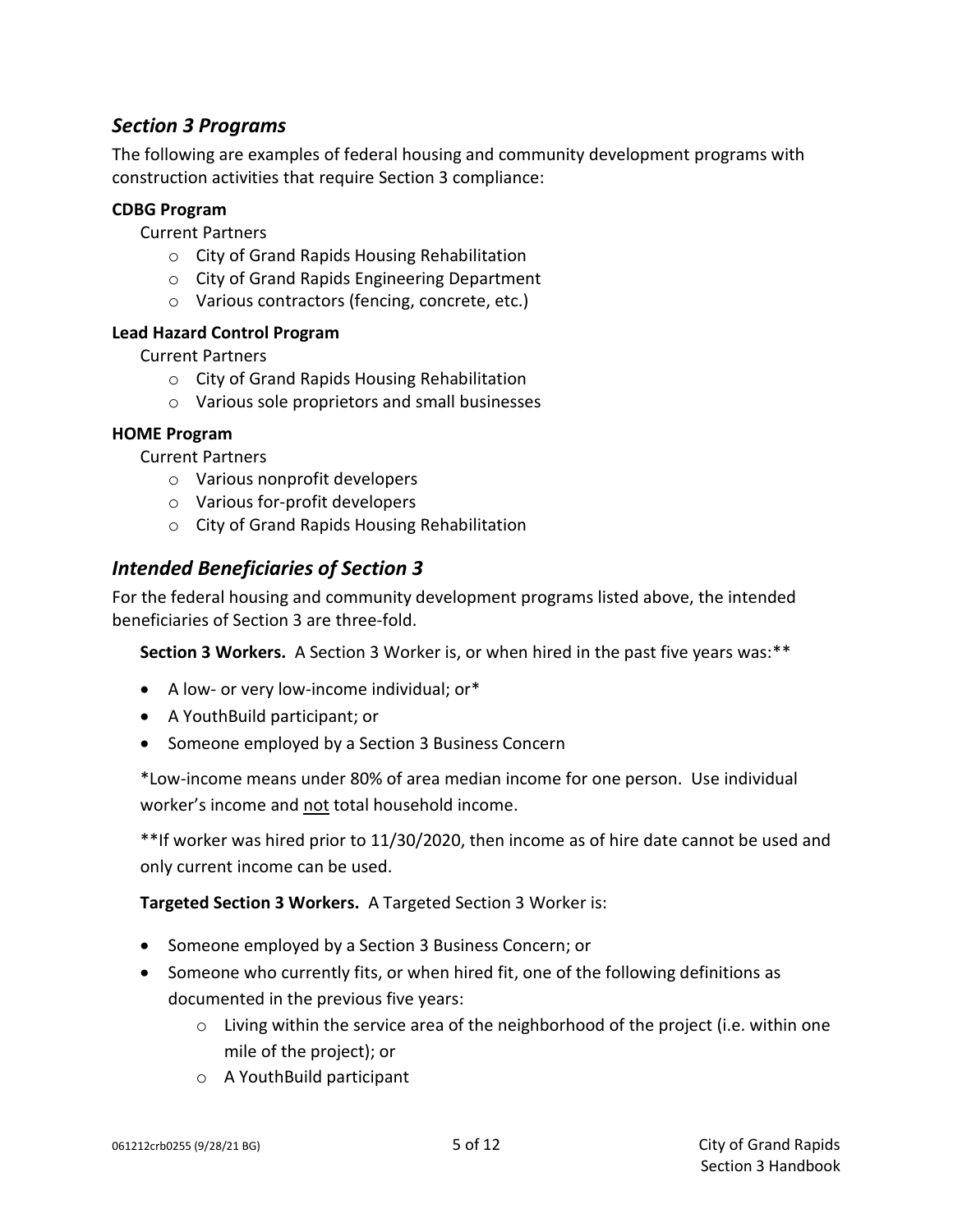## *Section 3 Programs*

The following are examples of federal housing and community development programs with construction activities that require Section 3 compliance:

**CDBG Program**

Current Partners

- City of Grand Rapids Housing Rehabilitation
- City of Grand Rapids Engineering Department
- Various contractors (fencing, concrete, etc.)

**Lead Hazard Control Program**

Current Partners

- City of Grand Rapids Housing Rehabilitation
- Various sole proprietors and small businesses

**HOME Program**

Current Partners

- Various nonprofit developers
- Various for-profit developers
- City of Grand Rapids Housing Rehabilitation

## *Intended Beneficiaries of Section 3*

For the federal housing and community development programs listed above, the intended beneficiaries of Section 3 are three-fold.

**Section 3 Workers.** A Section 3 Worker is, or when hired in the past five years was:**

- A low- or very low-income individual; or*
- A YouthBuild participant; or
- Someone employed by a Section 3 Business Concern

*Low-income means under 80% of area median income for one person. Use individual worker's income and <u>not</u> total household income.

**If worker was hired prior to 11/30/2020, then income as of hire date cannot be used and only current income can be used.

**Targeted Section 3 Workers.** A Targeted Section 3 Worker is:

- Someone employed by a Section 3 Business Concern; or
- Someone who currently fits, or when hired fit, one of the following definitions as documented in the previous five years:
  - Living within the service area of the neighborhood of the project (i.e. within one mile of the project); or
  - A YouthBuild participant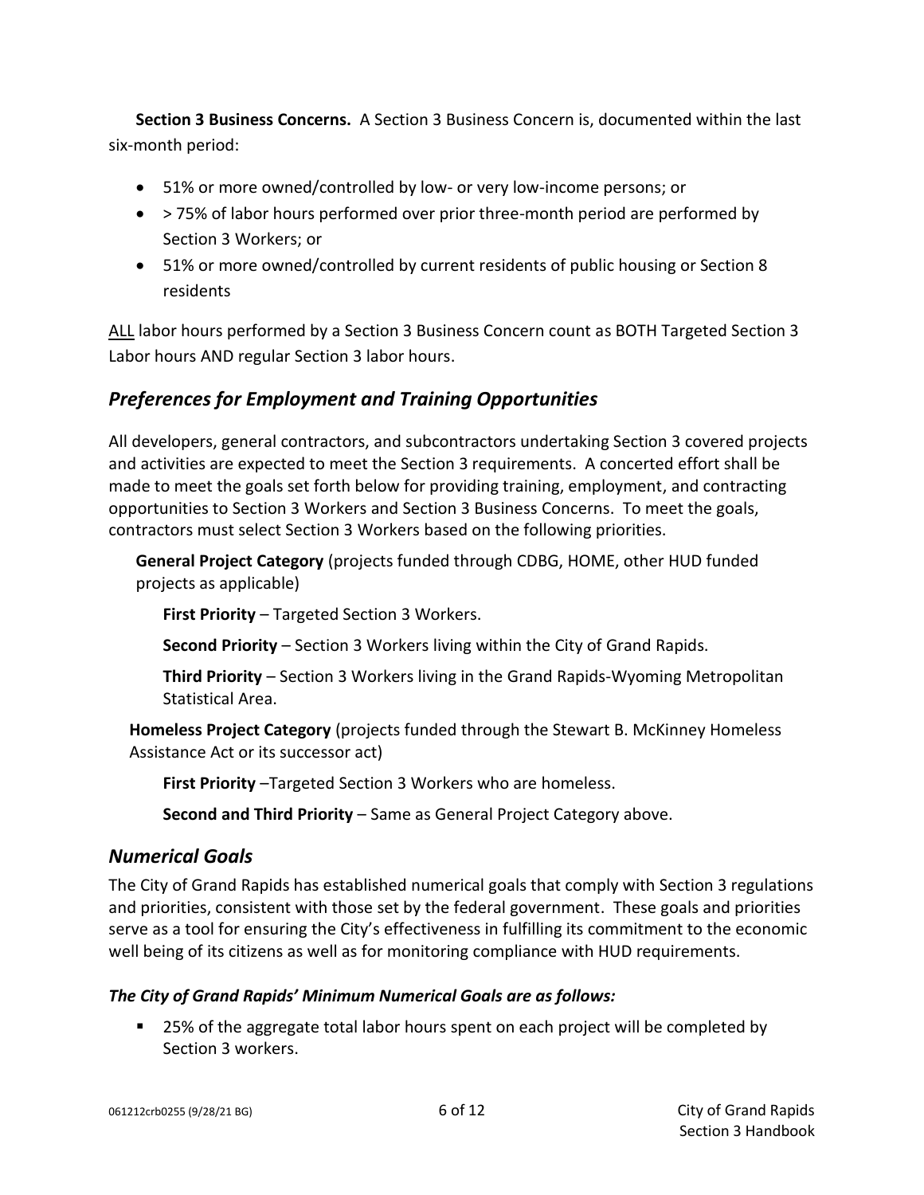**Section 3 Business Concerns.** A Section 3 Business Concern is, documented within the last six-month period:

- 51% or more owned/controlled by low- or very low-income persons; or
- > 75% of labor hours performed over prior three-month period are performed by Section 3 Workers; or
- 51% or more owned/controlled by current residents of public housing or Section 8 residents

ALL labor hours performed by a Section 3 Business Concern count as BOTH Targeted Section 3 Labor hours AND regular Section 3 labor hours.

## *Preferences for Employment and Training Opportunities*

All developers, general contractors, and subcontractors undertaking Section 3 covered projects and activities are expected to meet the Section 3 requirements. A concerted effort shall be made to meet the goals set forth below for providing training, employment, and contracting opportunities to Section 3 Workers and Section 3 Business Concerns. To meet the goals, contractors must select Section 3 Workers based on the following priorities.

**General Project Category** (projects funded through CDBG, HOME, other HUD funded projects as applicable)

**First Priority** – Targeted Section 3 Workers.

**Second Priority** – Section 3 Workers living within the City of Grand Rapids.

**Third Priority** – Section 3 Workers living in the Grand Rapids-Wyoming Metropolitan Statistical Area.

**Homeless Project Category** (projects funded through the Stewart B. McKinney Homeless Assistance Act or its successor act)

**First Priority** –Targeted Section 3 Workers who are homeless.

**Second and Third Priority** – Same as General Project Category above.

## *Numerical Goals*

The City of Grand Rapids has established numerical goals that comply with Section 3 regulations and priorities, consistent with those set by the federal government. These goals and priorities serve as a tool for ensuring the City's effectiveness in fulfilling its commitment to the economic well being of its citizens as well as for monitoring compliance with HUD requirements.

### ***The City of Grand Rapids' Minimum Numerical Goals are as follows:***

- 25% of the aggregate total labor hours spent on each project will be completed by Section 3 workers.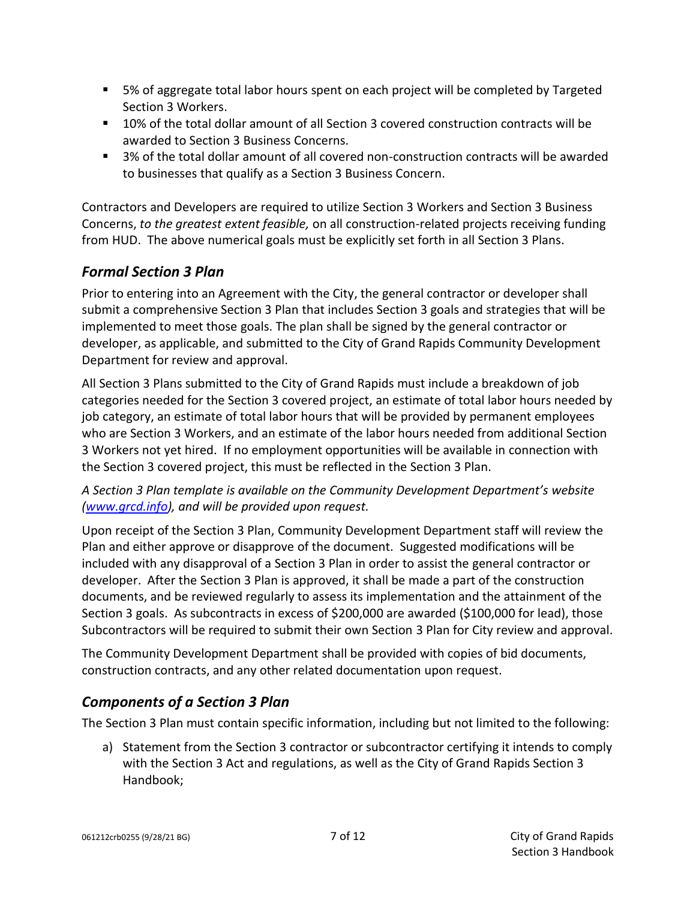- 5% of aggregate total labor hours spent on each project will be completed by Targeted Section 3 Workers.
- 10% of the total dollar amount of all Section 3 covered construction contracts will be awarded to Section 3 Business Concerns.
- 3% of the total dollar amount of all covered non-construction contracts will be awarded to businesses that qualify as a Section 3 Business Concern.

Contractors and Developers are required to utilize Section 3 Workers and Section 3 Business Concerns, *to the greatest extent feasible,* on all construction-related projects receiving funding from HUD. The above numerical goals must be explicitly set forth in all Section 3 Plans.

## *Formal Section 3 Plan*

Prior to entering into an Agreement with the City, the general contractor or developer shall submit a comprehensive Section 3 Plan that includes Section 3 goals and strategies that will be implemented to meet those goals. The plan shall be signed by the general contractor or developer, as applicable, and submitted to the City of Grand Rapids Community Development Department for review and approval.

All Section 3 Plans submitted to the City of Grand Rapids must include a breakdown of job categories needed for the Section 3 covered project, an estimate of total labor hours needed by job category, an estimate of total labor hours that will be provided by permanent employees who are Section 3 Workers, and an estimate of the labor hours needed from additional Section 3 Workers not yet hired. If no employment opportunities will be available in connection with the Section 3 covered project, this must be reflected in the Section 3 Plan.

*A Section 3 Plan template is available on the Community Development Department's website ([www.grcd.info](http://www.grcd.info)), and will be provided upon request.*

Upon receipt of the Section 3 Plan, Community Development Department staff will review the Plan and either approve or disapprove of the document. Suggested modifications will be included with any disapproval of a Section 3 Plan in order to assist the general contractor or developer. After the Section 3 Plan is approved, it shall be made a part of the construction documents, and be reviewed regularly to assess its implementation and the attainment of the Section 3 goals. As subcontracts in excess of $200,000 are awarded ($100,000 for lead), those Subcontractors will be required to submit their own Section 3 Plan for City review and approval.

The Community Development Department shall be provided with copies of bid documents, construction contracts, and any other related documentation upon request.

## *Components of a Section 3 Plan*

The Section 3 Plan must contain specific information, including but not limited to the following:

a) Statement from the Section 3 contractor or subcontractor certifying it intends to comply with the Section 3 Act and regulations, as well as the City of Grand Rapids Section 3 Handbook;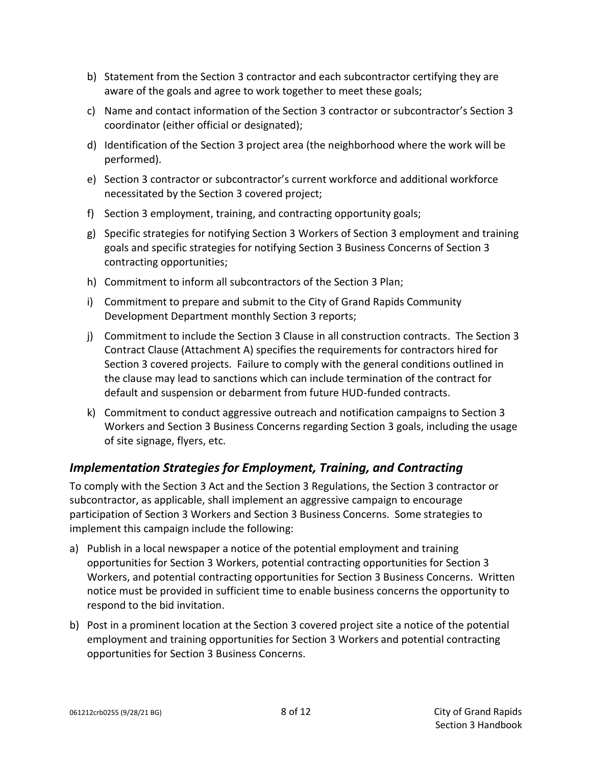b) Statement from the Section 3 contractor and each subcontractor certifying they are aware of the goals and agree to work together to meet these goals;

c) Name and contact information of the Section 3 contractor or subcontractor's Section 3 coordinator (either official or designated);

d) Identification of the Section 3 project area (the neighborhood where the work will be performed).

e) Section 3 contractor or subcontractor's current workforce and additional workforce necessitated by the Section 3 covered project;

f) Section 3 employment, training, and contracting opportunity goals;

g) Specific strategies for notifying Section 3 Workers of Section 3 employment and training goals and specific strategies for notifying Section 3 Business Concerns of Section 3 contracting opportunities;

h) Commitment to inform all subcontractors of the Section 3 Plan;

i) Commitment to prepare and submit to the City of Grand Rapids Community Development Department monthly Section 3 reports;

j) Commitment to include the Section 3 Clause in all construction contracts. The Section 3 Contract Clause (Attachment A) specifies the requirements for contractors hired for Section 3 covered projects. Failure to comply with the general conditions outlined in the clause may lead to sanctions which can include termination of the contract for default and suspension or debarment from future HUD-funded contracts.

k) Commitment to conduct aggressive outreach and notification campaigns to Section 3 Workers and Section 3 Business Concerns regarding Section 3 goals, including the usage of site signage, flyers, etc.

## *Implementation Strategies for Employment, Training, and Contracting*

To comply with the Section 3 Act and the Section 3 Regulations, the Section 3 contractor or subcontractor, as applicable, shall implement an aggressive campaign to encourage participation of Section 3 Workers and Section 3 Business Concerns. Some strategies to implement this campaign include the following:

a) Publish in a local newspaper a notice of the potential employment and training opportunities for Section 3 Workers, potential contracting opportunities for Section 3 Workers, and potential contracting opportunities for Section 3 Business Concerns. Written notice must be provided in sufficient time to enable business concerns the opportunity to respond to the bid invitation.

b) Post in a prominent location at the Section 3 covered project site a notice of the potential employment and training opportunities for Section 3 Workers and potential contracting opportunities for Section 3 Business Concerns.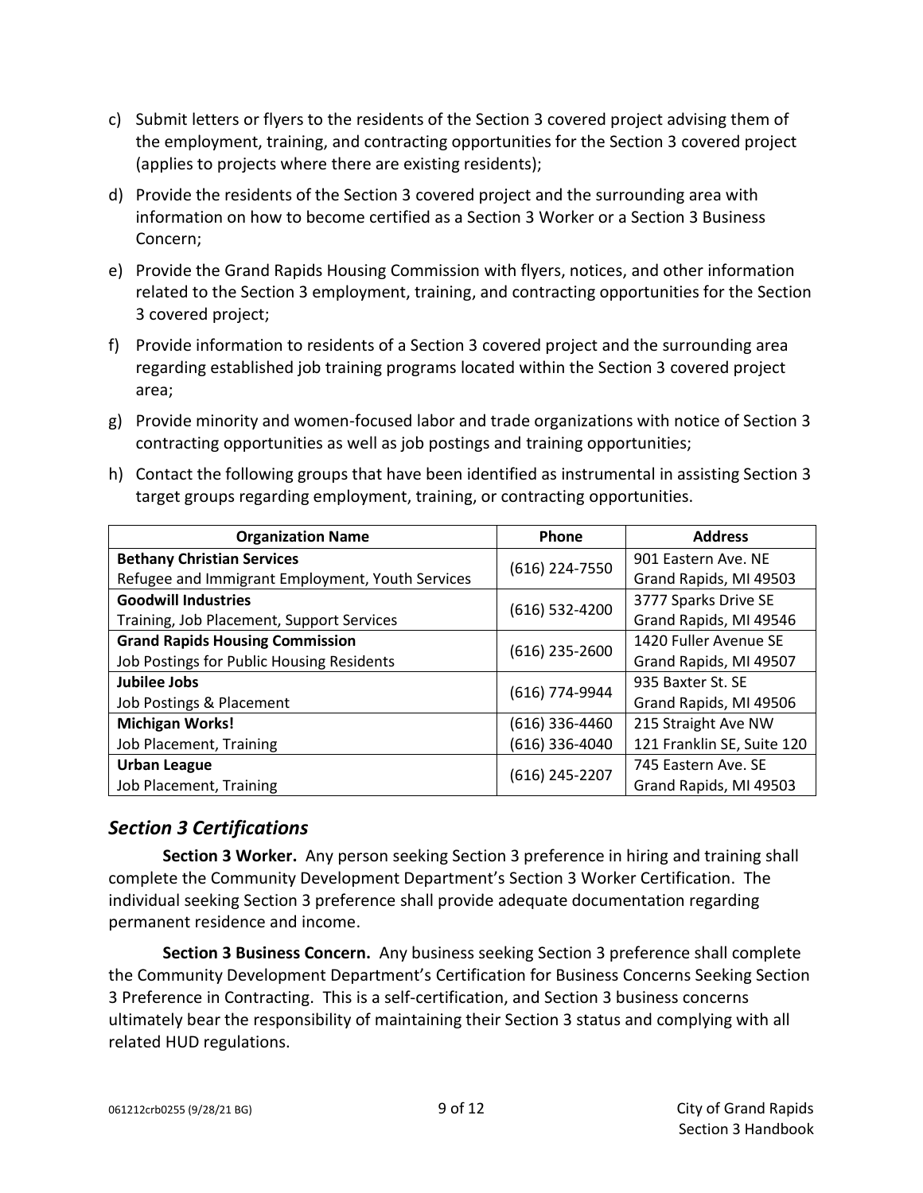c) Submit letters or flyers to the residents of the Section 3 covered project advising them of the employment, training, and contracting opportunities for the Section 3 covered project (applies to projects where there are existing residents);

d) Provide the residents of the Section 3 covered project and the surrounding area with information on how to become certified as a Section 3 Worker or a Section 3 Business Concern;

e) Provide the Grand Rapids Housing Commission with flyers, notices, and other information related to the Section 3 employment, training, and contracting opportunities for the Section 3 covered project;

f) Provide information to residents of a Section 3 covered project and the surrounding area regarding established job training programs located within the Section 3 covered project area;

g) Provide minority and women-focused labor and trade organizations with notice of Section 3 contracting opportunities as well as job postings and training opportunities;

h) Contact the following groups that have been identified as instrumental in assisting Section 3 target groups regarding employment, training, or contracting opportunities.

| Organization Name | Phone | Address |
|---|---|---|
| **Bethany Christian Services**<br>Refugee and Immigrant Employment, Youth Services | (616) 224-7550 | 901 Eastern Ave. NE<br>Grand Rapids, MI 49503 |
| **Goodwill Industries**<br>Training, Job Placement, Support Services | (616) 532-4200 | 3777 Sparks Drive SE<br>Grand Rapids, MI 49546 |
| **Grand Rapids Housing Commission**<br>Job Postings for Public Housing Residents | (616) 235-2600 | 1420 Fuller Avenue SE<br>Grand Rapids, MI 49507 |
| **Jubilee Jobs**<br>Job Postings & Placement | (616) 774-9944 | 935 Baxter St. SE<br>Grand Rapids, MI 49506 |
| **Michigan Works!**<br>Job Placement, Training | (616) 336-4460<br>(616) 336-4040 | 215 Straight Ave NW<br>121 Franklin SE, Suite 120 |
| **Urban League**<br>Job Placement, Training | (616) 245-2207 | 745 Eastern Ave. SE<br>Grand Rapids, MI 49503 |

## *Section 3 Certifications*

**Section 3 Worker.** Any person seeking Section 3 preference in hiring and training shall complete the Community Development Department's Section 3 Worker Certification. The individual seeking Section 3 preference shall provide adequate documentation regarding permanent residence and income.

**Section 3 Business Concern.** Any business seeking Section 3 preference shall complete the Community Development Department's Certification for Business Concerns Seeking Section 3 Preference in Contracting. This is a self-certification, and Section 3 business concerns ultimately bear the responsibility of maintaining their Section 3 status and complying with all related HUD regulations.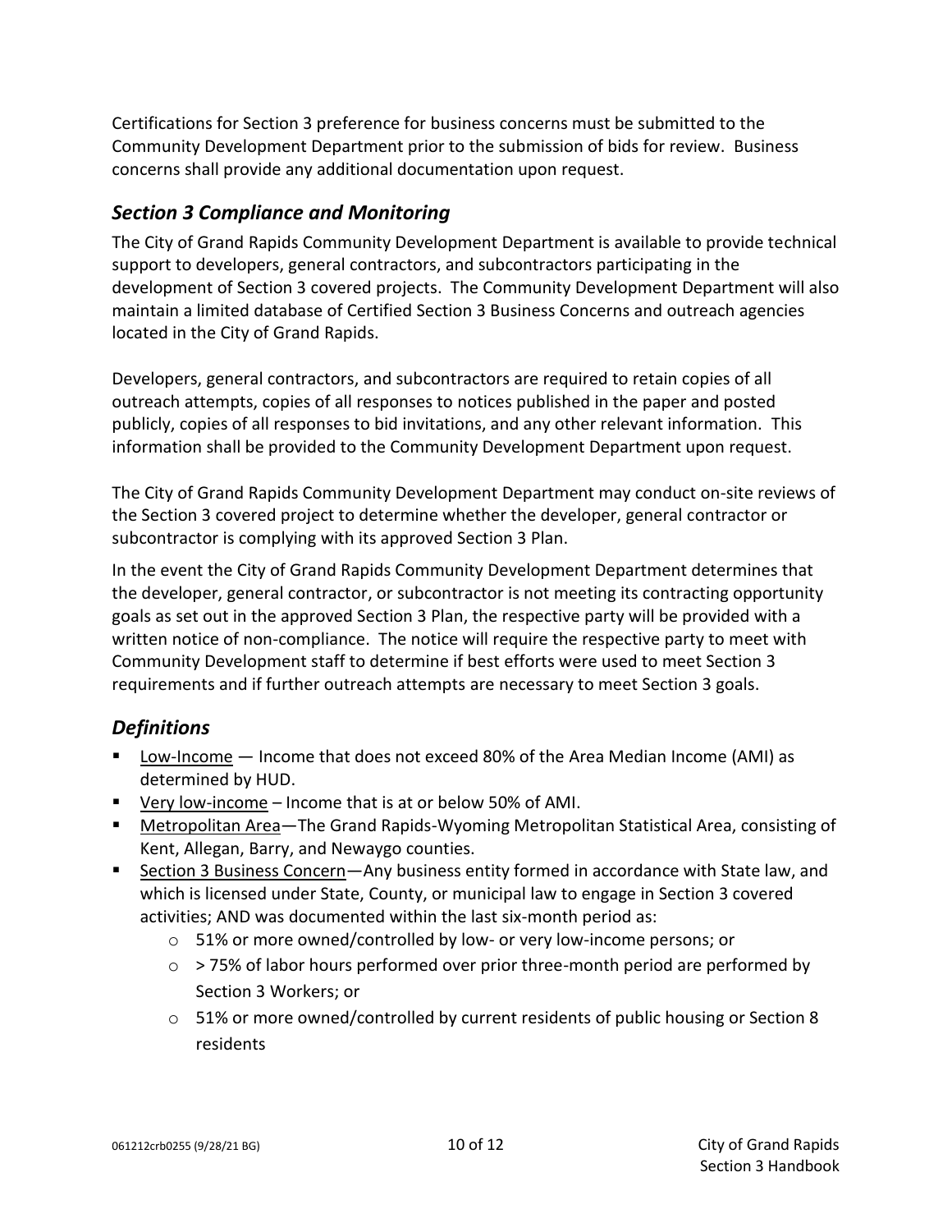Certifications for Section 3 preference for business concerns must be submitted to the Community Development Department prior to the submission of bids for review. Business concerns shall provide any additional documentation upon request.

## *Section 3 Compliance and Monitoring*

The City of Grand Rapids Community Development Department is available to provide technical support to developers, general contractors, and subcontractors participating in the development of Section 3 covered projects. The Community Development Department will also maintain a limited database of Certified Section 3 Business Concerns and outreach agencies located in the City of Grand Rapids.

Developers, general contractors, and subcontractors are required to retain copies of all outreach attempts, copies of all responses to notices published in the paper and posted publicly, copies of all responses to bid invitations, and any other relevant information. This information shall be provided to the Community Development Department upon request.

The City of Grand Rapids Community Development Department may conduct on-site reviews of the Section 3 covered project to determine whether the developer, general contractor or subcontractor is complying with its approved Section 3 Plan.

In the event the City of Grand Rapids Community Development Department determines that the developer, general contractor, or subcontractor is not meeting its contracting opportunity goals as set out in the approved Section 3 Plan, the respective party will be provided with a written notice of non-compliance. The notice will require the respective party to meet with Community Development staff to determine if best efforts were used to meet Section 3 requirements and if further outreach attempts are necessary to meet Section 3 goals.

## *Definitions*

- Low-Income — Income that does not exceed 80% of the Area Median Income (AMI) as determined by HUD.
- Very low-income – Income that is at or below 50% of AMI.
- Metropolitan Area—The Grand Rapids-Wyoming Metropolitan Statistical Area, consisting of Kent, Allegan, Barry, and Newaygo counties.
- Section 3 Business Concern—Any business entity formed in accordance with State law, and which is licensed under State, County, or municipal law to engage in Section 3 covered activities; AND was documented within the last six-month period as:
  - 51% or more owned/controlled by low- or very low-income persons; or
  - > 75% of labor hours performed over prior three-month period are performed by Section 3 Workers; or
  - 51% or more owned/controlled by current residents of public housing or Section 8 residents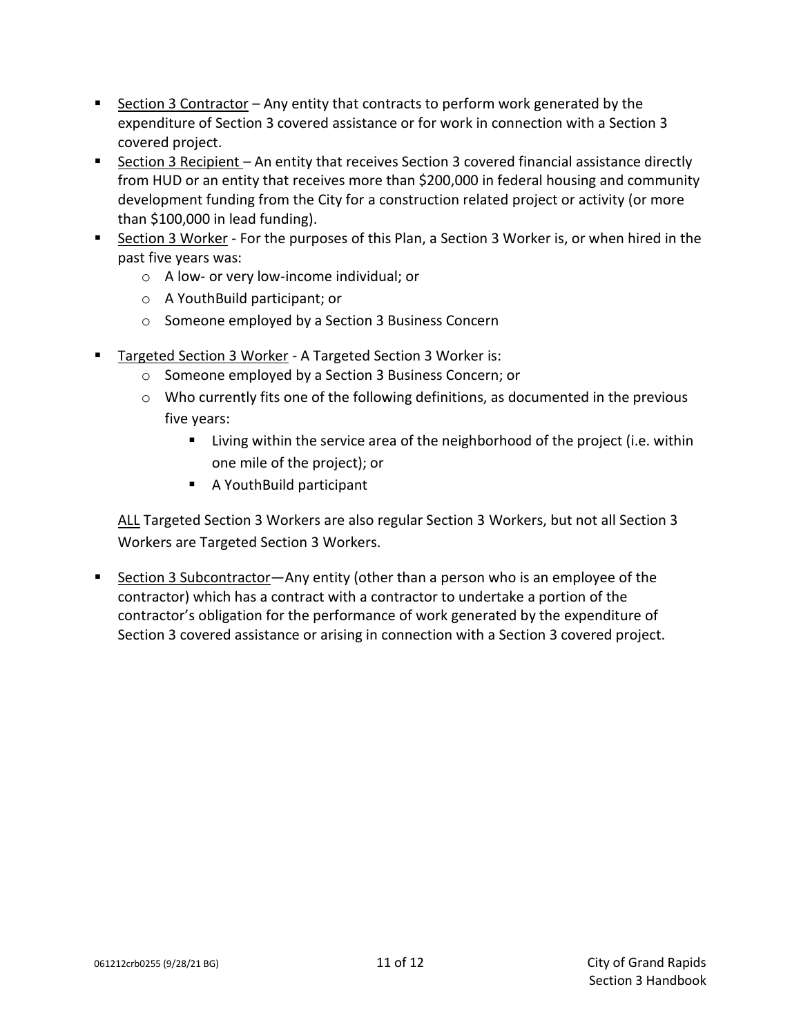- <u>Section 3 Contractor</u> – Any entity that contracts to perform work generated by the expenditure of Section 3 covered assistance or for work in connection with a Section 3 covered project.
- <u>Section 3 Recipient</u> – An entity that receives Section 3 covered financial assistance directly from HUD or an entity that receives more than $200,000 in federal housing and community development funding from the City for a construction related project or activity (or more than $100,000 in lead funding).
- <u>Section 3 Worker</u> - For the purposes of this Plan, a Section 3 Worker is, or when hired in the past five years was:
  - A low- or very low-income individual; or
  - A YouthBuild participant; or
  - Someone employed by a Section 3 Business Concern
- <u>Targeted Section 3 Worker</u> - A Targeted Section 3 Worker is:
  - Someone employed by a Section 3 Business Concern; or
  - Who currently fits one of the following definitions, as documented in the previous five years:
    - Living within the service area of the neighborhood of the project (i.e. within one mile of the project); or
    - A YouthBuild participant

  <u>ALL</u> Targeted Section 3 Workers are also regular Section 3 Workers, but not all Section 3 Workers are Targeted Section 3 Workers.

- <u>Section 3 Subcontractor</u>—Any entity (other than a person who is an employee of the contractor) which has a contract with a contractor to undertake a portion of the contractor's obligation for the performance of work generated by the expenditure of Section 3 covered assistance or arising in connection with a Section 3 covered project.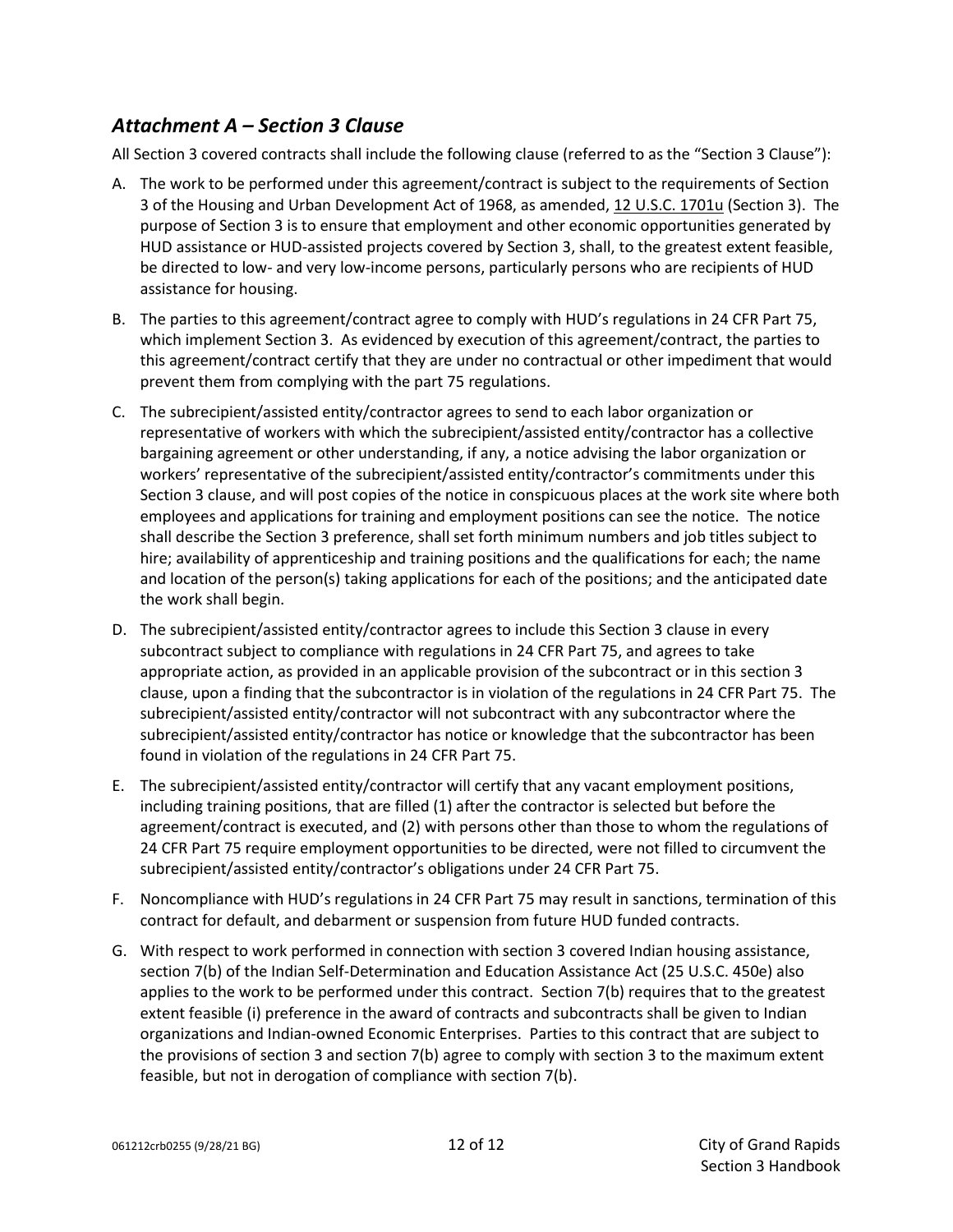## *Attachment A – Section 3 Clause*

All Section 3 covered contracts shall include the following clause (referred to as the "Section 3 Clause"):

A. The work to be performed under this agreement/contract is subject to the requirements of Section 3 of the Housing and Urban Development Act of 1968, as amended, 12 U.S.C. 1701u (Section 3). The purpose of Section 3 is to ensure that employment and other economic opportunities generated by HUD assistance or HUD-assisted projects covered by Section 3, shall, to the greatest extent feasible, be directed to low- and very low-income persons, particularly persons who are recipients of HUD assistance for housing.

B. The parties to this agreement/contract agree to comply with HUD's regulations in 24 CFR Part 75, which implement Section 3. As evidenced by execution of this agreement/contract, the parties to this agreement/contract certify that they are under no contractual or other impediment that would prevent them from complying with the part 75 regulations.

C. The subrecipient/assisted entity/contractor agrees to send to each labor organization or representative of workers with which the subrecipient/assisted entity/contractor has a collective bargaining agreement or other understanding, if any, a notice advising the labor organization or workers' representative of the subrecipient/assisted entity/contractor's commitments under this Section 3 clause, and will post copies of the notice in conspicuous places at the work site where both employees and applications for training and employment positions can see the notice. The notice shall describe the Section 3 preference, shall set forth minimum numbers and job titles subject to hire; availability of apprenticeship and training positions and the qualifications for each; the name and location of the person(s) taking applications for each of the positions; and the anticipated date the work shall begin.

D. The subrecipient/assisted entity/contractor agrees to include this Section 3 clause in every subcontract subject to compliance with regulations in 24 CFR Part 75, and agrees to take appropriate action, as provided in an applicable provision of the subcontract or in this section 3 clause, upon a finding that the subcontractor is in violation of the regulations in 24 CFR Part 75. The subrecipient/assisted entity/contractor will not subcontract with any subcontractor where the subrecipient/assisted entity/contractor has notice or knowledge that the subcontractor has been found in violation of the regulations in 24 CFR Part 75.

E. The subrecipient/assisted entity/contractor will certify that any vacant employment positions, including training positions, that are filled (1) after the contractor is selected but before the agreement/contract is executed, and (2) with persons other than those to whom the regulations of 24 CFR Part 75 require employment opportunities to be directed, were not filled to circumvent the subrecipient/assisted entity/contractor's obligations under 24 CFR Part 75.

F. Noncompliance with HUD's regulations in 24 CFR Part 75 may result in sanctions, termination of this contract for default, and debarment or suspension from future HUD funded contracts.

G. With respect to work performed in connection with section 3 covered Indian housing assistance, section 7(b) of the Indian Self-Determination and Education Assistance Act (25 U.S.C. 450e) also applies to the work to be performed under this contract. Section 7(b) requires that to the greatest extent feasible (i) preference in the award of contracts and subcontracts shall be given to Indian organizations and Indian-owned Economic Enterprises. Parties to this contract that are subject to the provisions of section 3 and section 7(b) agree to comply with section 3 to the maximum extent feasible, but not in derogation of compliance with section 7(b).